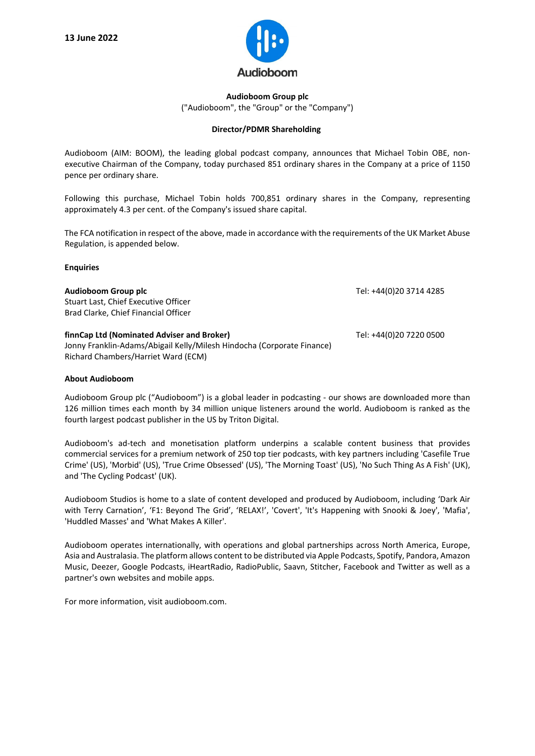**13 June 2022**

Audioboom

# Audioboom Group plc

("Audioboom", the "Group" or the "Company")

## Director/PDMR Shareholding

Audioboom (AIM: BOOM), the leading global podcast company, announces that Michael Tobin OBE, non-executive Chairman of the Company, today purchased 851 ordinary shares in the Company at a price of 1150 pence per ordinary share.

Following this purchase, Michael Tobin holds 700,851 ordinary shares in the Company, representing approximately 4.3 per cent. of the Company's issued share capital.

The FCA notification in respect of the above, made in accordance with the requirements of the UK Market Abuse Regulation, is appended below.

**Enquiries**

**Audioboom Group plc** Tel: +44(0)20 3714 4285
Stuart Last, Chief Executive Officer
Brad Clarke, Chief Financial Officer

**finnCap Ltd (Nominated Adviser and Broker)** Tel: +44(0)20 7220 0500
Jonny Franklin-Adams/Abigail Kelly/Milesh Hindocha (Corporate Finance)
Richard Chambers/Harriet Ward (ECM)

**About Audioboom**

Audioboom Group plc ("Audioboom") is a global leader in podcasting - our shows are downloaded more than 126 million times each month by 34 million unique listeners around the world. Audioboom is ranked as the fourth largest podcast publisher in the US by Triton Digital.

Audioboom's ad-tech and monetisation platform underpins a scalable content business that provides commercial services for a premium network of 250 top tier podcasts, with key partners including 'Casefile True Crime' (US), 'Morbid' (US), 'True Crime Obsessed' (US), 'The Morning Toast' (US), 'No Such Thing As A Fish' (UK), and 'The Cycling Podcast' (UK).

Audioboom Studios is home to a slate of content developed and produced by Audioboom, including 'Dark Air with Terry Carnation', 'F1: Beyond The Grid', 'RELAX!', 'Covert', 'It's Happening with Snooki & Joey', 'Mafia', 'Huddled Masses' and 'What Makes A Killer'.

Audioboom operates internationally, with operations and global partnerships across North America, Europe, Asia and Australasia. The platform allows content to be distributed via Apple Podcasts, Spotify, Pandora, Amazon Music, Deezer, Google Podcasts, iHeartRadio, RadioPublic, Saavn, Stitcher, Facebook and Twitter as well as a partner's own websites and mobile apps.

For more information, visit audioboom.com.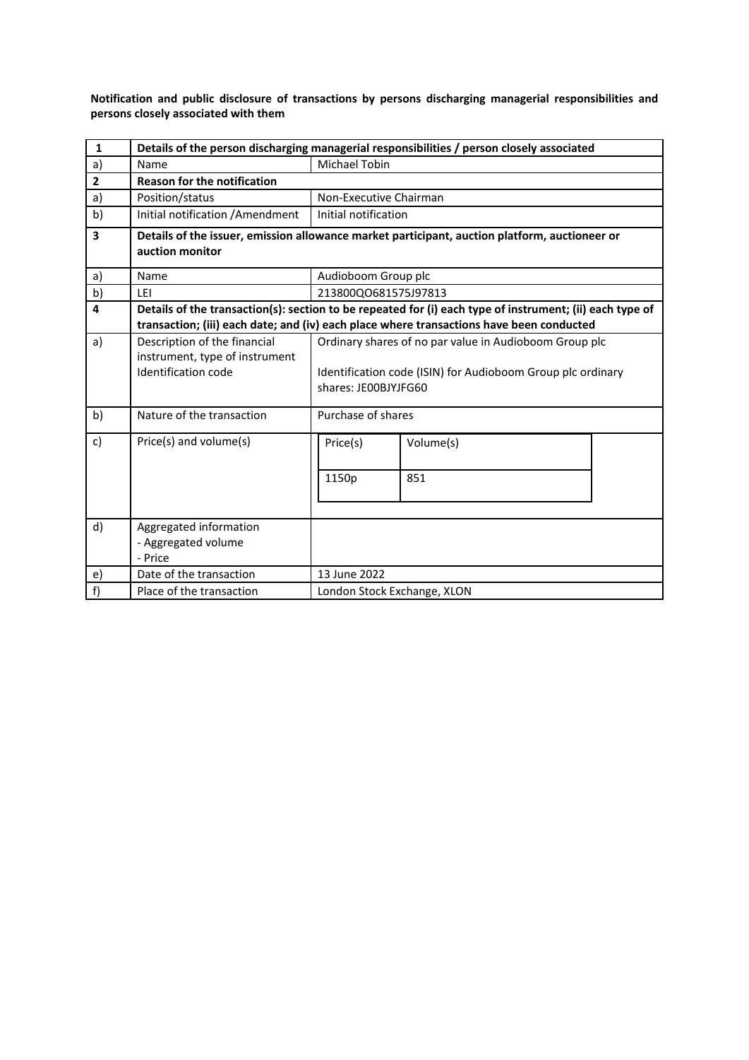**Notification and public disclosure of transactions by persons discharging managerial responsibilities and persons closely associated with them**

| | | |
|---|---|---|
| **1** | **Details of the person discharging managerial responsibilities / person closely associated** | |
| a) | Name | Michael Tobin |
| **2** | **Reason for the notification** | |
| a) | Position/status | Non-Executive Chairman |
| b) | Initial notification /Amendment | Initial notification |
| **3** | **Details of the issuer, emission allowance market participant, auction platform, auctioneer or auction monitor** | |
| a) | Name | Audioboom Group plc |
| b) | LEI | 213800QO681575J97813 |
| **4** | **Details of the transaction(s): section to be repeated for (i) each type of instrument; (ii) each type of transaction; (iii) each date; and (iv) each place where transactions have been conducted** | |
| a) | Description of the financial instrument, type of instrument<br>Identification code | Ordinary shares of no par value in Audioboom Group plc<br><br>Identification code (ISIN) for Audioboom Group plc ordinary shares: JE00BJYJFG60 |
| b) | Nature of the transaction | Purchase of shares |
| c) | Price(s) and volume(s) | Price(s): 1150p<br>Volume(s): 851 |
| d) | Aggregated information<br>- Aggregated volume<br>- Price | |
| e) | Date of the transaction | 13 June 2022 |
| f) | Place of the transaction | London Stock Exchange, XLON |